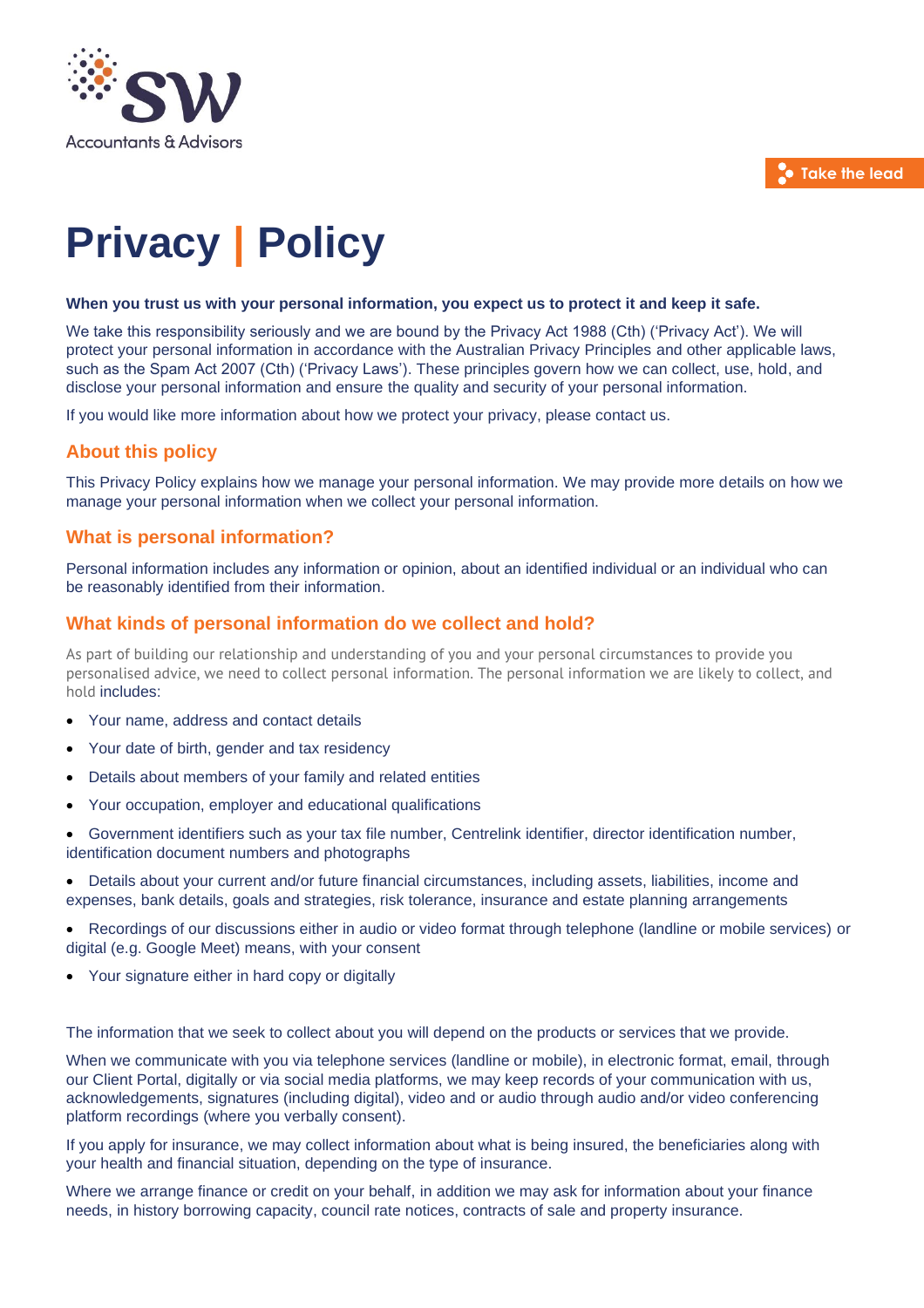SW Accountants & Advisors

Take the lead

# Privacy | Policy

**When you trust us with your personal information, you expect us to protect it and keep it safe.**

We take this responsibility seriously and we are bound by the Privacy Act 1988 (Cth) ('Privacy Act'). We will protect your personal information in accordance with the Australian Privacy Principles and other applicable laws, such as the Spam Act 2007 (Cth) ('Privacy Laws'). These principles govern how we can collect, use, hold, and disclose your personal information and ensure the quality and security of your personal information.

If you would like more information about how we protect your privacy, please contact us.

## About this policy

This Privacy Policy explains how we manage your personal information. We may provide more details on how we manage your personal information when we collect your personal information.

## What is personal information?

Personal information includes any information or opinion, about an identified individual or an individual who can be reasonably identified from their information.

## What kinds of personal information do we collect and hold?

As part of building our relationship and understanding of you and your personal circumstances to provide you personalised advice, we need to collect personal information. The personal information we are likely to collect, and hold includes:

- Your name, address and contact details
- Your date of birth, gender and tax residency
- Details about members of your family and related entities
- Your occupation, employer and educational qualifications
- Government identifiers such as your tax file number, Centrelink identifier, director identification number, identification document numbers and photographs
- Details about your current and/or future financial circumstances, including assets, liabilities, income and expenses, bank details, goals and strategies, risk tolerance, insurance and estate planning arrangements
- Recordings of our discussions either in audio or video format through telephone (landline or mobile services) or digital (e.g. Google Meet) means, with your consent
- Your signature either in hard copy or digitally

The information that we seek to collect about you will depend on the products or services that we provide.

When we communicate with you via telephone services (landline or mobile), in electronic format, email, through our Client Portal, digitally or via social media platforms, we may keep records of your communication with us, acknowledgements, signatures (including digital), video and or audio through audio and/or video conferencing platform recordings (where you verbally consent).

If you apply for insurance, we may collect information about what is being insured, the beneficiaries along with your health and financial situation, depending on the type of insurance.

Where we arrange finance or credit on your behalf, in addition we may ask for information about your finance needs, in history borrowing capacity, council rate notices, contracts of sale and property insurance.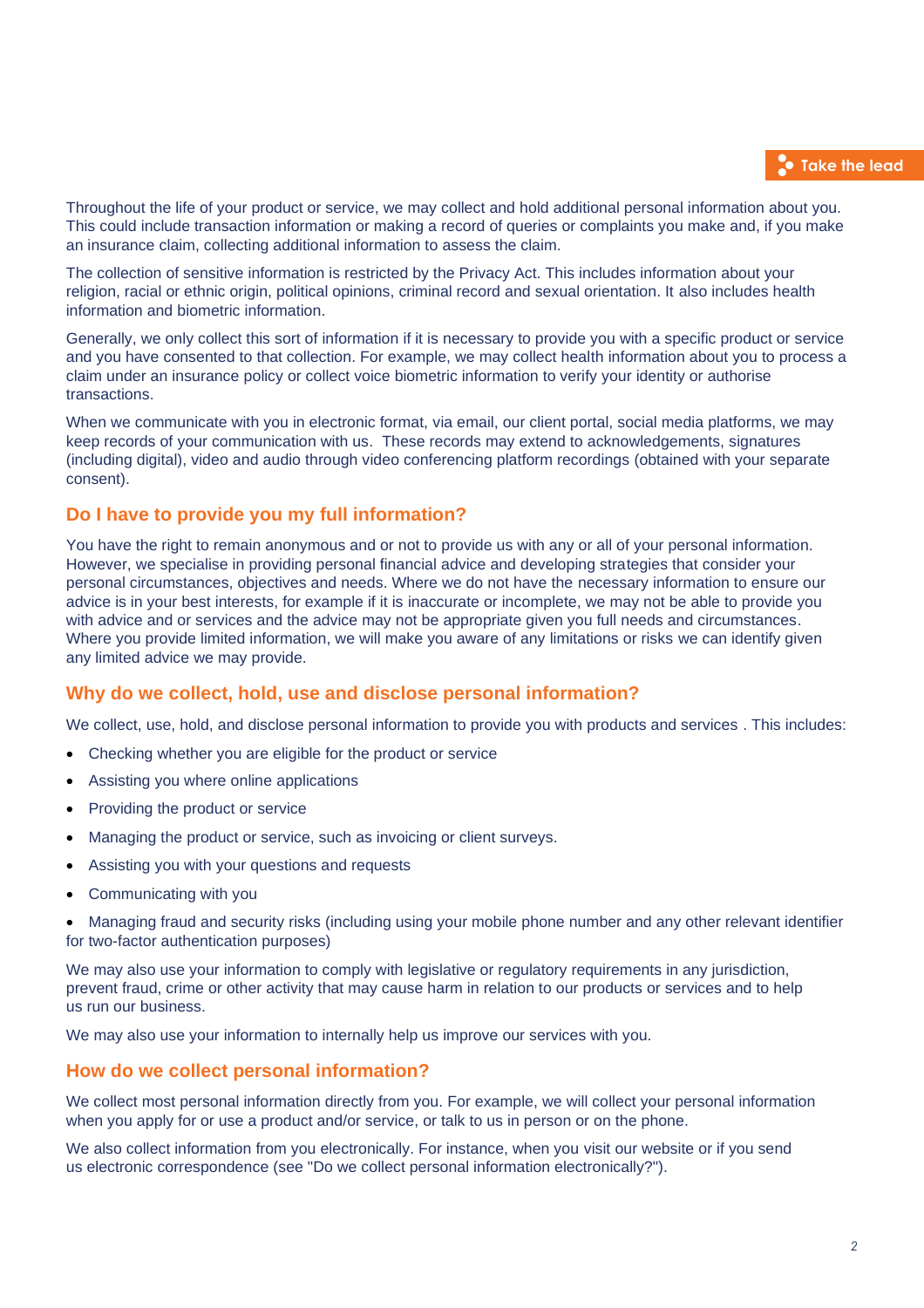Throughout the life of your product or service, we may collect and hold additional personal information about you. This could include transaction information or making a record of queries or complaints you make and, if you make an insurance claim, collecting additional information to assess the claim.

The collection of sensitive information is restricted by the Privacy Act. This includes information about your religion, racial or ethnic origin, political opinions, criminal record and sexual orientation. It also includes health information and biometric information.

Generally, we only collect this sort of information if it is necessary to provide you with a specific product or service and you have consented to that collection. For example, we may collect health information about you to process a claim under an insurance policy or collect voice biometric information to verify your identity or authorise transactions.

When we communicate with you in electronic format, via email, our client portal, social media platforms, we may keep records of your communication with us. These records may extend to acknowledgements, signatures (including digital), video and audio through video conferencing platform recordings (obtained with your separate consent).

## Do I have to provide you my full information?

You have the right to remain anonymous and or not to provide us with any or all of your personal information. However, we specialise in providing personal financial advice and developing strategies that consider your personal circumstances, objectives and needs. Where we do not have the necessary information to ensure our advice is in your best interests, for example if it is inaccurate or incomplete, we may not be able to provide you with advice and or services and the advice may not be appropriate given you full needs and circumstances. Where you provide limited information, we will make you aware of any limitations or risks we can identify given any limited advice we may provide.

## Why do we collect, hold, use and disclose personal information?

We collect, use, hold, and disclose personal information to provide you with products and services . This includes:

- Checking whether you are eligible for the product or service
- Assisting you where online applications
- Providing the product or service
- Managing the product or service, such as invoicing or client surveys.
- Assisting you with your questions and requests
- Communicating with you
- Managing fraud and security risks (including using your mobile phone number and any other relevant identifier for two-factor authentication purposes)

We may also use your information to comply with legislative or regulatory requirements in any jurisdiction, prevent fraud, crime or other activity that may cause harm in relation to our products or services and to help us run our business.

We may also use your information to internally help us improve our services with you.

## How do we collect personal information?

We collect most personal information directly from you. For example, we will collect your personal information when you apply for or use a product and/or service, or talk to us in person or on the phone.

We also collect information from you electronically. For instance, when you visit our website or if you send us electronic correspondence (see "Do we collect personal information electronically?").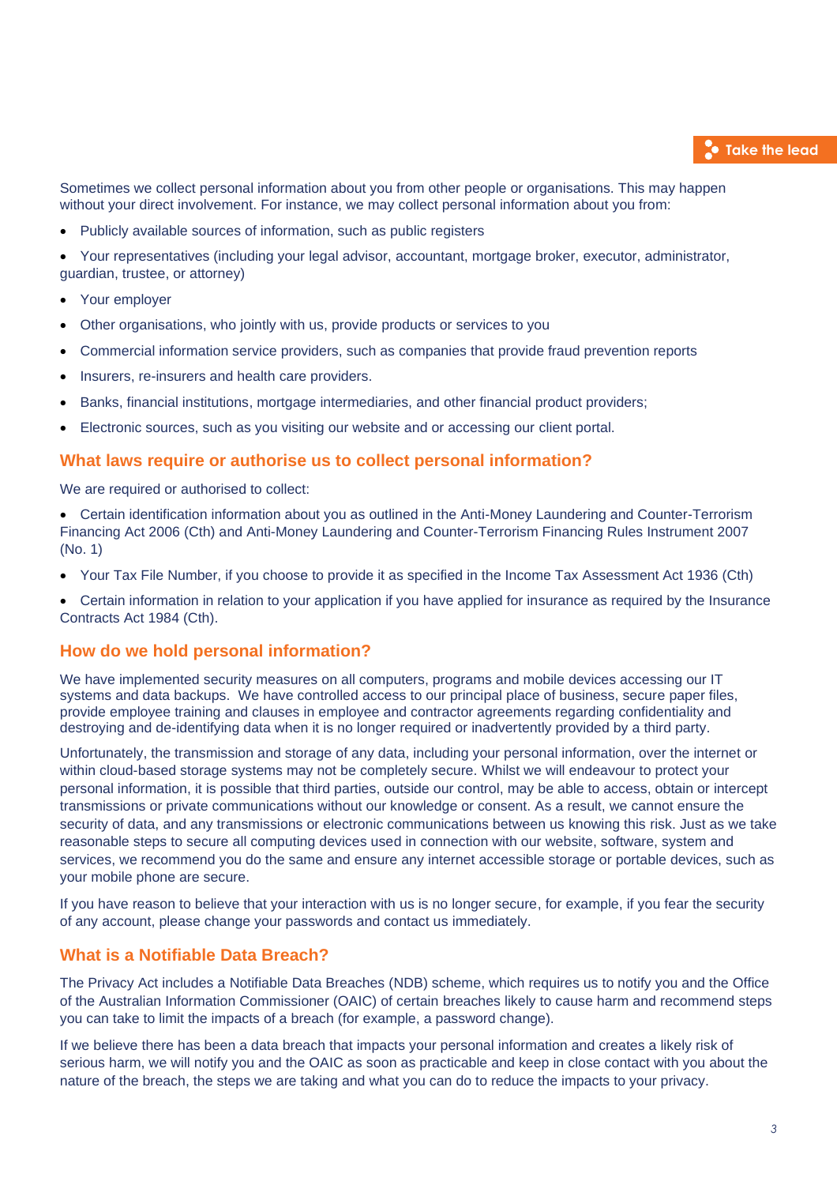Sometimes we collect personal information about you from other people or organisations. This may happen without your direct involvement. For instance, we may collect personal information about you from:

- Publicly available sources of information, such as public registers
- Your representatives (including your legal advisor, accountant, mortgage broker, executor, administrator, guardian, trustee, or attorney)
- Your employer
- Other organisations, who jointly with us, provide products or services to you
- Commercial information service providers, such as companies that provide fraud prevention reports
- Insurers, re-insurers and health care providers.
- Banks, financial institutions, mortgage intermediaries, and other financial product providers;
- Electronic sources, such as you visiting our website and or accessing our client portal.

## What laws require or authorise us to collect personal information?

We are required or authorised to collect:

- Certain identification information about you as outlined in the Anti-Money Laundering and Counter-Terrorism Financing Act 2006 (Cth) and Anti-Money Laundering and Counter-Terrorism Financing Rules Instrument 2007 (No. 1)
- Your Tax File Number, if you choose to provide it as specified in the Income Tax Assessment Act 1936 (Cth)
- Certain information in relation to your application if you have applied for insurance as required by the Insurance Contracts Act 1984 (Cth).

## How do we hold personal information?

We have implemented security measures on all computers, programs and mobile devices accessing our IT systems and data backups. We have controlled access to our principal place of business, secure paper files, provide employee training and clauses in employee and contractor agreements regarding confidentiality and destroying and de-identifying data when it is no longer required or inadvertently provided by a third party.

Unfortunately, the transmission and storage of any data, including your personal information, over the internet or within cloud-based storage systems may not be completely secure. Whilst we will endeavour to protect your personal information, it is possible that third parties, outside our control, may be able to access, obtain or intercept transmissions or private communications without our knowledge or consent. As a result, we cannot ensure the security of data, and any transmissions or electronic communications between us knowing this risk. Just as we take reasonable steps to secure all computing devices used in connection with our website, software, system and services, we recommend you do the same and ensure any internet accessible storage or portable devices, such as your mobile phone are secure.

If you have reason to believe that your interaction with us is no longer secure, for example, if you fear the security of any account, please change your passwords and contact us immediately.

## What is a Notifiable Data Breach?

The Privacy Act includes a Notifiable Data Breaches (NDB) scheme, which requires us to notify you and the Office of the Australian Information Commissioner (OAIC) of certain breaches likely to cause harm and recommend steps you can take to limit the impacts of a breach (for example, a password change).

If we believe there has been a data breach that impacts your personal information and creates a likely risk of serious harm, we will notify you and the OAIC as soon as practicable and keep in close contact with you about the nature of the breach, the steps we are taking and what you can do to reduce the impacts to your privacy.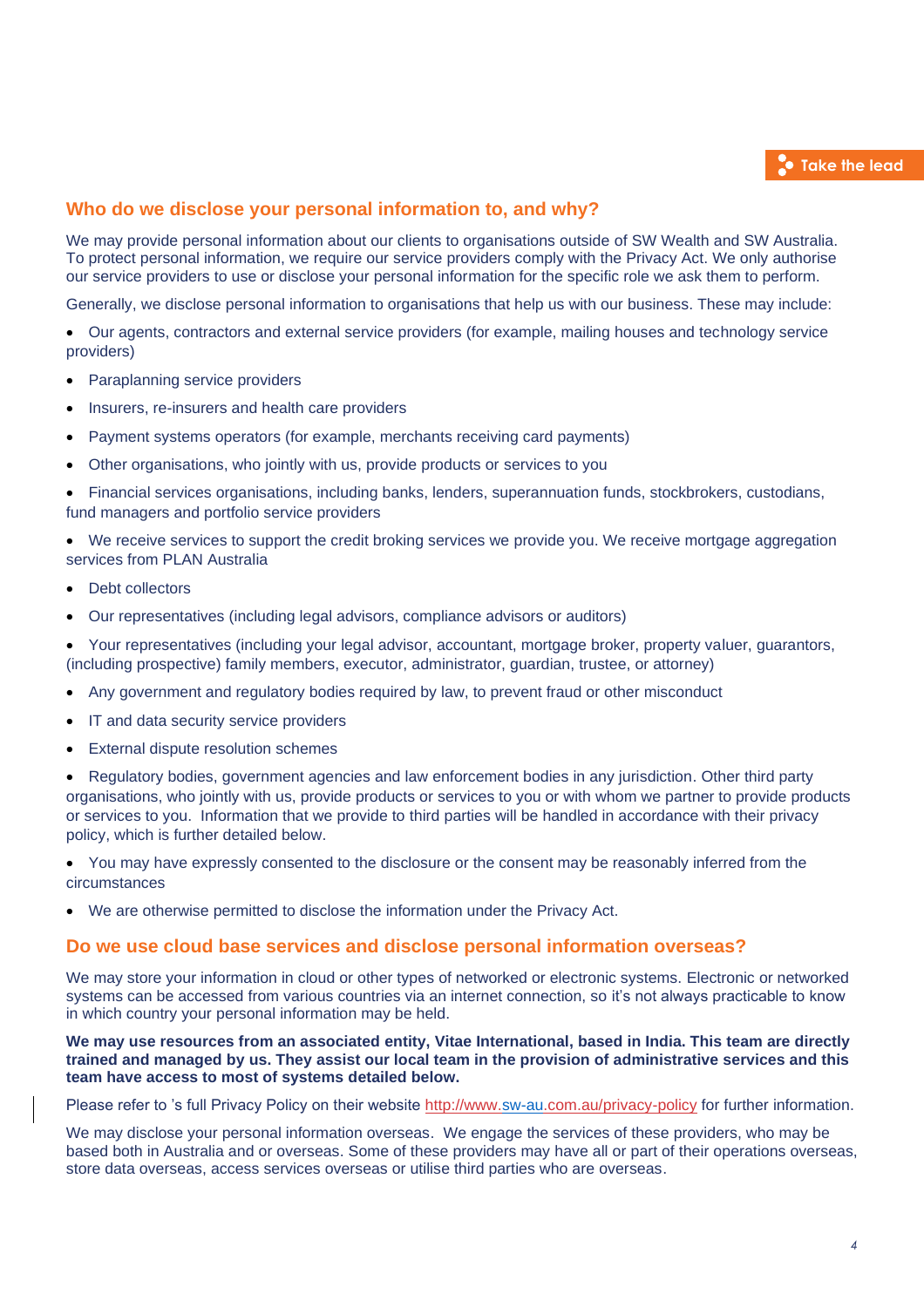## Who do we disclose your personal information to, and why?

We may provide personal information about our clients to organisations outside of SW Wealth and SW Australia. To protect personal information, we require our service providers comply with the Privacy Act. We only authorise our service providers to use or disclose your personal information for the specific role we ask them to perform.

Generally, we disclose personal information to organisations that help us with our business. These may include:

- Our agents, contractors and external service providers (for example, mailing houses and technology service providers)
- Paraplanning service providers
- Insurers, re-insurers and health care providers
- Payment systems operators (for example, merchants receiving card payments)
- Other organisations, who jointly with us, provide products or services to you
- Financial services organisations, including banks, lenders, superannuation funds, stockbrokers, custodians, fund managers and portfolio service providers
- We receive services to support the credit broking services we provide you. We receive mortgage aggregation services from PLAN Australia
- Debt collectors
- Our representatives (including legal advisors, compliance advisors or auditors)
- Your representatives (including your legal advisor, accountant, mortgage broker, property valuer, guarantors, (including prospective) family members, executor, administrator, guardian, trustee, or attorney)
- Any government and regulatory bodies required by law, to prevent fraud or other misconduct
- IT and data security service providers
- External dispute resolution schemes
- Regulatory bodies, government agencies and law enforcement bodies in any jurisdiction. Other third party organisations, who jointly with us, provide products or services to you or with whom we partner to provide products or services to you. Information that we provide to third parties will be handled in accordance with their privacy policy, which is further detailed below.
- You may have expressly consented to the disclosure or the consent may be reasonably inferred from the circumstances
- We are otherwise permitted to disclose the information under the Privacy Act.

## Do we use cloud base services and disclose personal information overseas?

We may store your information in cloud or other types of networked or electronic systems. Electronic or networked systems can be accessed from various countries via an internet connection, so it's not always practicable to know in which country your personal information may be held.

**We may use resources from an associated entity, Vitae International, based in India. This team are directly trained and managed by us. They assist our local team in the provision of administrative services and this team have access to most of systems detailed below.**

Please refer to 's full Privacy Policy on their website http://www.sw-au.com.au/privacy-policy for further information.

We may disclose your personal information overseas. We engage the services of these providers, who may be based both in Australia and or overseas. Some of these providers may have all or part of their operations overseas, store data overseas, access services overseas or utilise third parties who are overseas.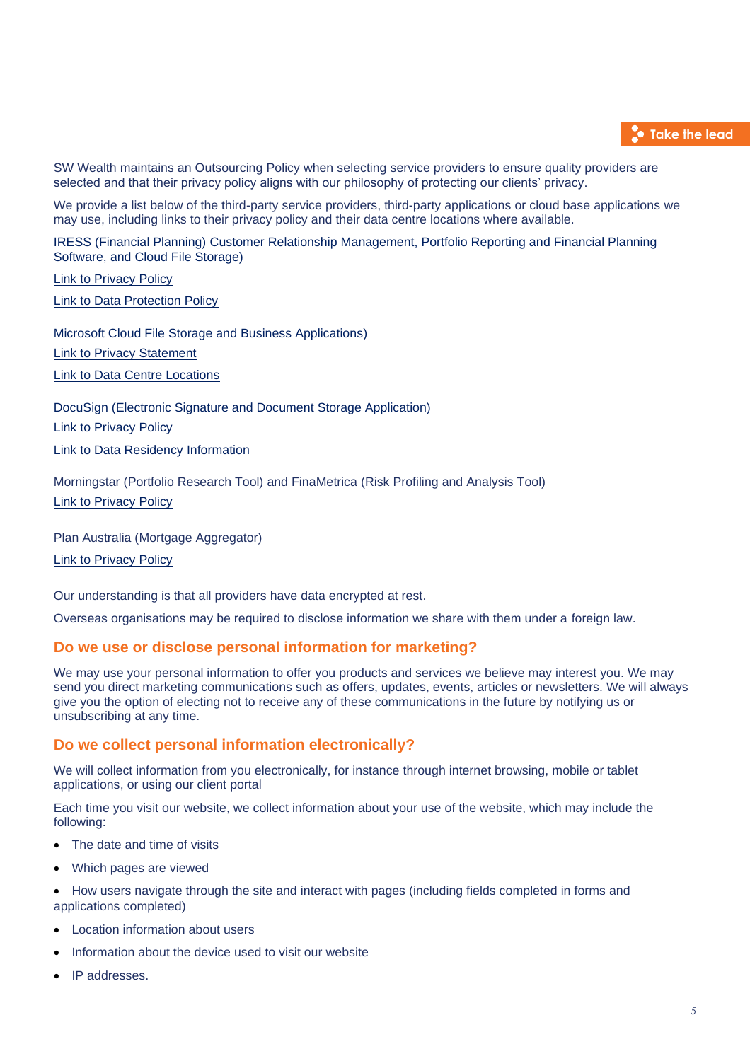SW Wealth maintains an Outsourcing Policy when selecting service providers to ensure quality providers are selected and that their privacy policy aligns with our philosophy of protecting our clients' privacy.

We provide a list below of the third-party service providers, third-party applications or cloud base applications we may use, including links to their privacy policy and their data centre locations where available.

IRESS (Financial Planning) Customer Relationship Management, Portfolio Reporting and Financial Planning Software, and Cloud File Storage)

Link to Privacy Policy

Link to Data Protection Policy

Microsoft Cloud File Storage and Business Applications)

Link to Privacy Statement

Link to Data Centre Locations

DocuSign (Electronic Signature and Document Storage Application)

Link to Privacy Policy

Link to Data Residency Information

Morningstar (Portfolio Research Tool) and FinaMetrica (Risk Profiling and Analysis Tool)

Link to Privacy Policy

Plan Australia (Mortgage Aggregator)

Link to Privacy Policy

Our understanding is that all providers have data encrypted at rest.

Overseas organisations may be required to disclose information we share with them under a foreign law.

## Do we use or disclose personal information for marketing?

We may use your personal information to offer you products and services we believe may interest you. We may send you direct marketing communications such as offers, updates, events, articles or newsletters. We will always give you the option of electing not to receive any of these communications in the future by notifying us or unsubscribing at any time.

## Do we collect personal information electronically?

We will collect information from you electronically, for instance through internet browsing, mobile or tablet applications, or using our client portal

Each time you visit our website, we collect information about your use of the website, which may include the following:

- The date and time of visits
- Which pages are viewed
- How users navigate through the site and interact with pages (including fields completed in forms and applications completed)
- Location information about users
- Information about the device used to visit our website
- IP addresses.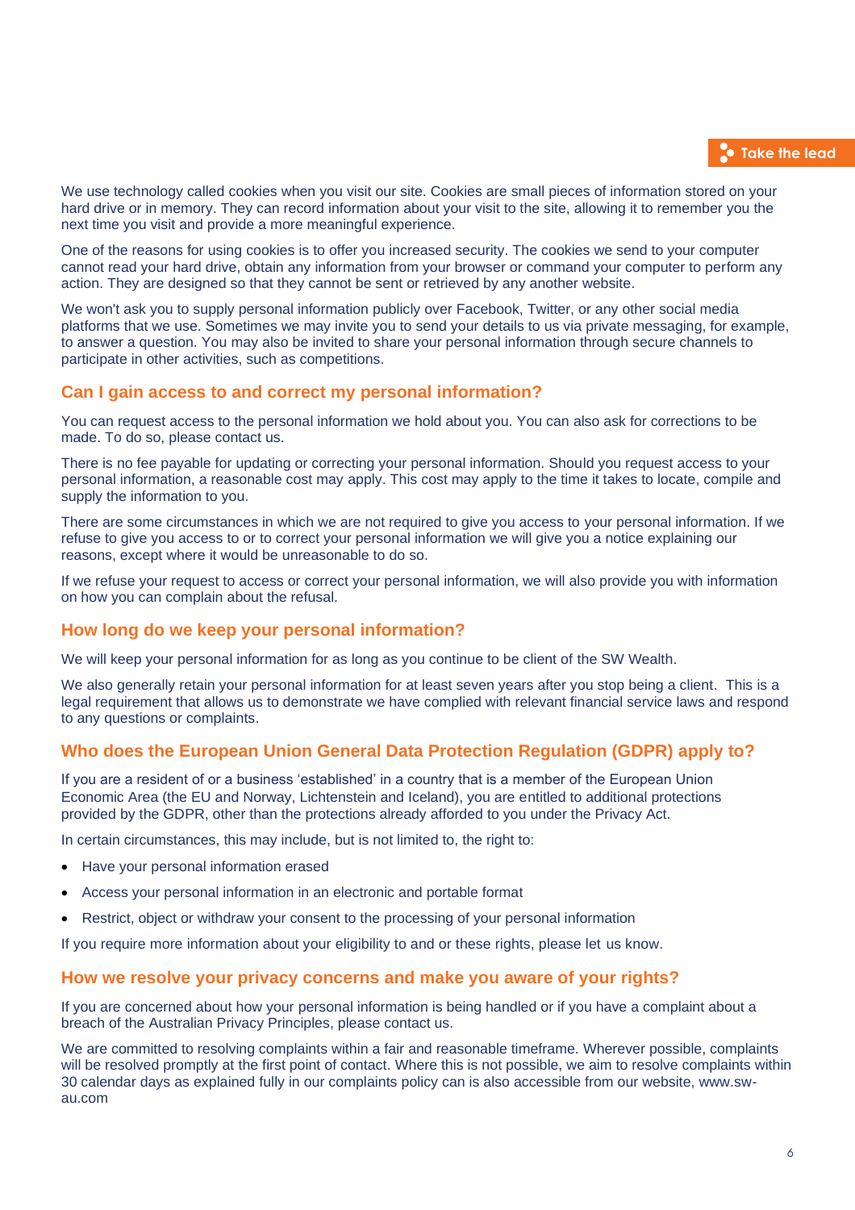We use technology called cookies when you visit our site. Cookies are small pieces of information stored on your hard drive or in memory. They can record information about your visit to the site, allowing it to remember you the next time you visit and provide a more meaningful experience.

One of the reasons for using cookies is to offer you increased security. The cookies we send to your computer cannot read your hard drive, obtain any information from your browser or command your computer to perform any action. They are designed so that they cannot be sent or retrieved by any another website.

We won't ask you to supply personal information publicly over Facebook, Twitter, or any other social media platforms that we use. Sometimes we may invite you to send your details to us via private messaging, for example, to answer a question. You may also be invited to share your personal information through secure channels to participate in other activities, such as competitions.

## Can I gain access to and correct my personal information?

You can request access to the personal information we hold about you. You can also ask for corrections to be made. To do so, please contact us.

There is no fee payable for updating or correcting your personal information. Should you request access to your personal information, a reasonable cost may apply. This cost may apply to the time it takes to locate, compile and supply the information to you.

There are some circumstances in which we are not required to give you access to your personal information. If we refuse to give you access to or to correct your personal information we will give you a notice explaining our reasons, except where it would be unreasonable to do so.

If we refuse your request to access or correct your personal information, we will also provide you with information on how you can complain about the refusal.

## How long do we keep your personal information?

We will keep your personal information for as long as you continue to be client of the SW Wealth.

We also generally retain your personal information for at least seven years after you stop being a client. This is a legal requirement that allows us to demonstrate we have complied with relevant financial service laws and respond to any questions or complaints.

## Who does the European Union General Data Protection Regulation (GDPR) apply to?

If you are a resident of or a business 'established' in a country that is a member of the European Union Economic Area (the EU and Norway, Lichtenstein and Iceland), you are entitled to additional protections provided by the GDPR, other than the protections already afforded to you under the Privacy Act.

In certain circumstances, this may include, but is not limited to, the right to:

- Have your personal information erased
- Access your personal information in an electronic and portable format
- Restrict, object or withdraw your consent to the processing of your personal information

If you require more information about your eligibility to and or these rights, please let us know.

## How we resolve your privacy concerns and make you aware of your rights?

If you are concerned about how your personal information is being handled or if you have a complaint about a breach of the Australian Privacy Principles, please contact us.

We are committed to resolving complaints within a fair and reasonable timeframe. Wherever possible, complaints will be resolved promptly at the first point of contact. Where this is not possible, we aim to resolve complaints within 30 calendar days as explained fully in our complaints policy can is also accessible from our website, www.sw-au.com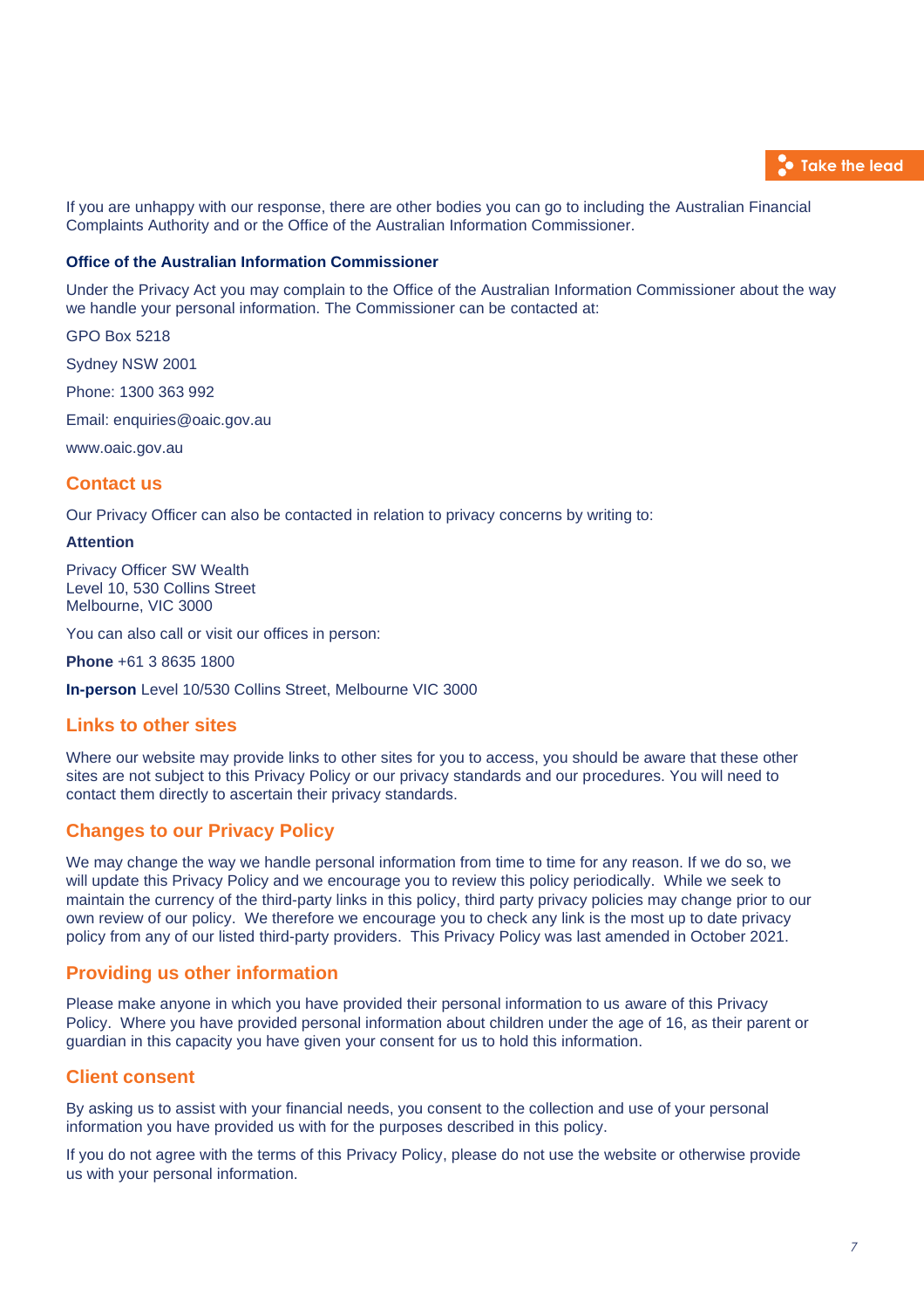If you are unhappy with our response, there are other bodies you can go to including the Australian Financial Complaints Authority and or the Office of the Australian Information Commissioner.

**Office of the Australian Information Commissioner**

Under the Privacy Act you may complain to the Office of the Australian Information Commissioner about the way we handle your personal information. The Commissioner can be contacted at:

GPO Box 5218

Sydney NSW 2001

Phone: 1300 363 992

Email: enquiries@oaic.gov.au

www.oaic.gov.au

## Contact us

Our Privacy Officer can also be contacted in relation to privacy concerns by writing to:

**Attention**

Privacy Officer SW Wealth
Level 10, 530 Collins Street
Melbourne, VIC 3000

You can also call or visit our offices in person:

**Phone** +61 3 8635 1800

**In-person** Level 10/530 Collins Street, Melbourne VIC 3000

## Links to other sites

Where our website may provide links to other sites for you to access, you should be aware that these other sites are not subject to this Privacy Policy or our privacy standards and our procedures. You will need to contact them directly to ascertain their privacy standards.

## Changes to our Privacy Policy

We may change the way we handle personal information from time to time for any reason. If we do so, we will update this Privacy Policy and we encourage you to review this policy periodically. While we seek to maintain the currency of the third-party links in this policy, third party privacy policies may change prior to our own review of our policy. We therefore we encourage you to check any link is the most up to date privacy policy from any of our listed third-party providers. This Privacy Policy was last amended in October 2021.

## Providing us other information

Please make anyone in which you have provided their personal information to us aware of this Privacy Policy. Where you have provided personal information about children under the age of 16, as their parent or guardian in this capacity you have given your consent for us to hold this information.

## Client consent

By asking us to assist with your financial needs, you consent to the collection and use of your personal information you have provided us with for the purposes described in this policy.

If you do not agree with the terms of this Privacy Policy, please do not use the website or otherwise provide us with your personal information.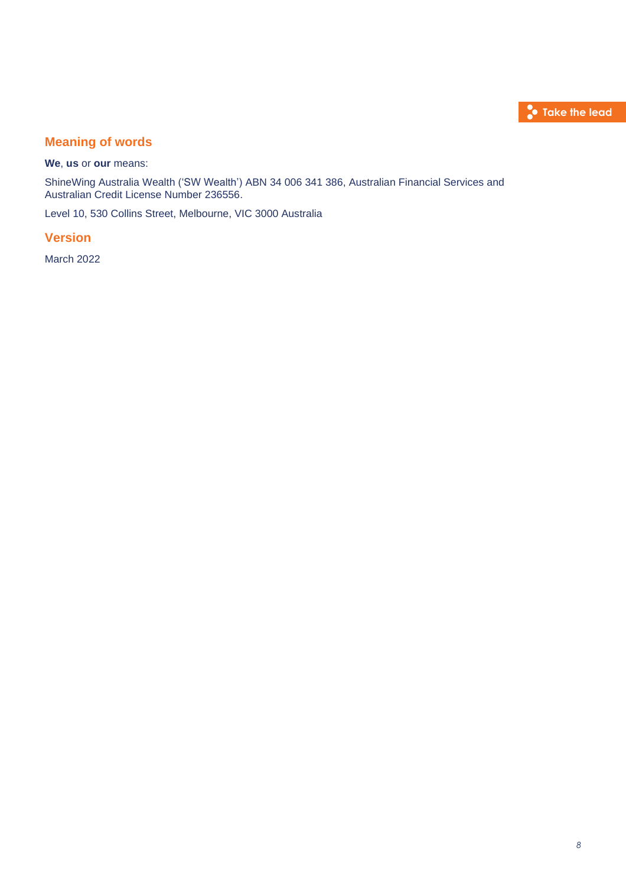## Meaning of words

**We**, **us** or **our** means:

ShineWing Australia Wealth ('SW Wealth') ABN 34 006 341 386, Australian Financial Services and Australian Credit License Number 236556.

Level 10, 530 Collins Street, Melbourne, VIC 3000 Australia

## Version

March 2022